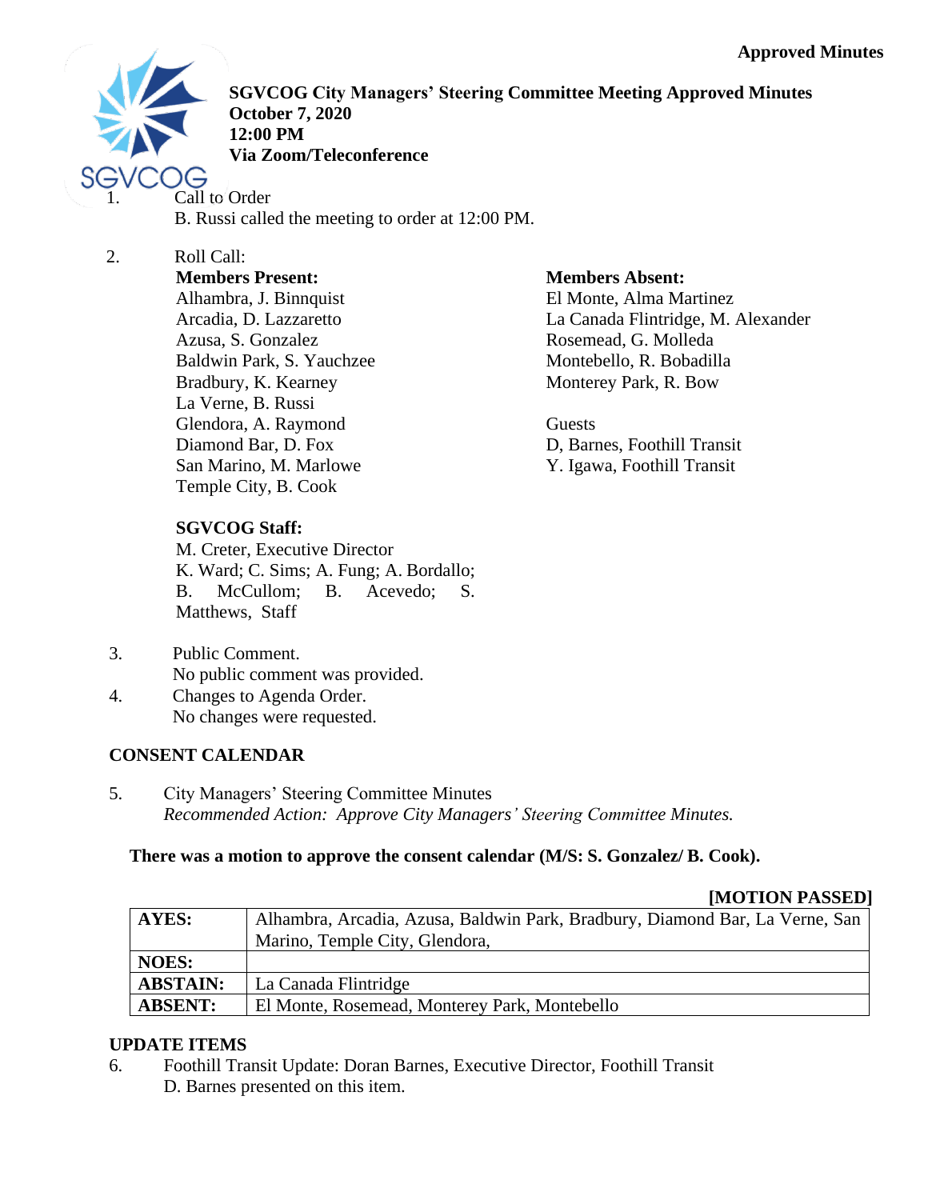Approved Minutes

**SGVCOG City Managers' Steering Committee Meeting Approved Minutes**
**October 7, 2020**
**12:00 PM**
**Via Zoom/Teleconference**

1. Call to Order
   B. Russi called the meeting to order at 12:00 PM.

2. Roll Call:

**Members Present:**
Alhambra, J. Binnquist
Arcadia, D. Lazzaretto
Azusa, S. Gonzalez
Baldwin Park, S. Yauchzee
Bradbury, K. Kearney
La Verne, B. Russi
Glendora, A. Raymond
Diamond Bar, D. Fox
San Marino, M. Marlowe
Temple City, B. Cook

**Members Absent:**
El Monte, Alma Martinez
La Canada Flintridge, M. Alexander
Rosemead, G. Molleda
Montebello, R. Bobadilla
Monterey Park, R. Bow

Guests
D, Barnes, Foothill Transit
Y. Igawa, Foothill Transit

**SGVCOG Staff:**
M. Creter, Executive Director
K. Ward; C. Sims; A. Fung; A. Bordallo; B. McCullom; B. Acevedo; S. Matthews, Staff

3. Public Comment.
   No public comment was provided.
4. Changes to Agenda Order.
   No changes were requested.

## CONSENT CALENDAR

5. City Managers' Steering Committee Minutes
   *Recommended Action: Approve City Managers' Steering Committee Minutes.*

**There was a motion to approve the consent calendar (M/S: S. Gonzalez/ B. Cook).**

**[MOTION PASSED]**

| | |
|---|---|
| **AYES:** | Alhambra, Arcadia, Azusa, Baldwin Park, Bradbury, Diamond Bar, La Verne, San Marino, Temple City, Glendora, |
| **NOES:** | |
| **ABSTAIN:** | La Canada Flintridge |
| **ABSENT:** | El Monte, Rosemead, Monterey Park, Montebello |

## UPDATE ITEMS

6. Foothill Transit Update: Doran Barnes, Executive Director, Foothill Transit
   D. Barnes presented on this item.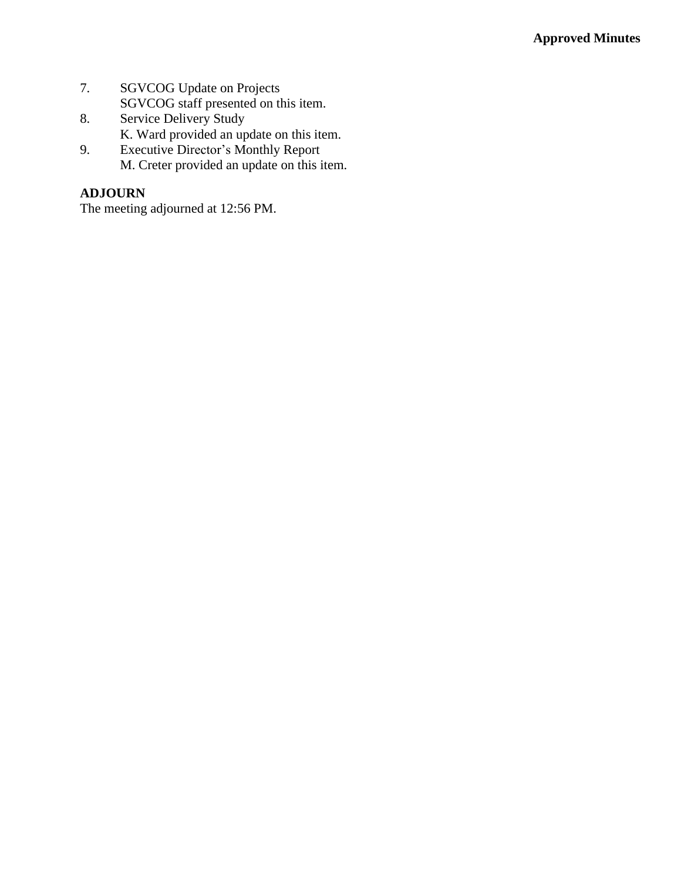7. SGVCOG Update on Projects
   SGVCOG staff presented on this item.
8. Service Delivery Study
   K. Ward provided an update on this item.
9. Executive Director's Monthly Report
   M. Creter provided an update on this item.

**ADJOURN**

The meeting adjourned at 12:56 PM.